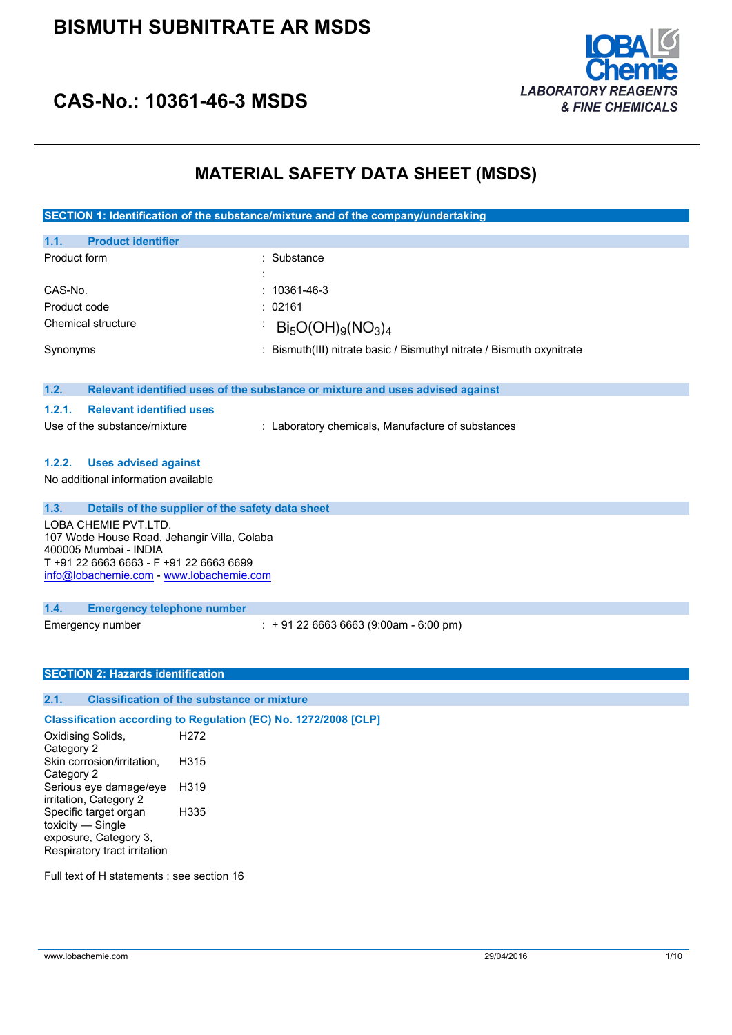# BISMUTH SUBNITRATE AR MSDS

## CAS-No.: 10361-46-3 MSDS

LOBA Chemie
*LABORATORY REAGENTS & FINE CHEMICALS*

# MATERIAL SAFETY DATA SHEET (MSDS)

## SECTION 1: Identification of the substance/mixture and of the company/undertaking

### 1.1. Product identifier

| | |
|---|---|
| Product form | : Substance |
| | : |
| CAS-No. | : 10361-46-3 |
| Product code | : 02161 |
| Chemical structure | : $Bi_5O(OH)_9(NO_3)_4$ |
| Synonyms | : Bismuth(III) nitrate basic / Bismuthyl nitrate / Bismuth oxynitrate |

### 1.2. Relevant identified uses of the substance or mixture and uses advised against

#### 1.2.1. Relevant identified uses

Use of the substance/mixture : Laboratory chemicals, Manufacture of substances

#### 1.2.2. Uses advised against

No additional information available

### 1.3. Details of the supplier of the safety data sheet

LOBA CHEMIE PVT.LTD.
107 Wode House Road, Jehangir Villa, Colaba
400005 Mumbai - INDIA
T +91 22 6663 6663 - F +91 22 6663 6699
info@lobachemie.com - www.lobachemie.com

### 1.4. Emergency telephone number

Emergency number : + 91 22 6663 6663 (9:00am - 6:00 pm)

## SECTION 2: Hazards identification

### 2.1. Classification of the substance or mixture

**Classification according to Regulation (EC) No. 1272/2008 [CLP]**

| | |
|---|---|
| Oxidising Solids, Category 2 | H272 |
| Skin corrosion/irritation, Category 2 | H315 |
| Serious eye damage/eye irritation, Category 2 | H319 |
| Specific target organ toxicity — Single exposure, Category 3, Respiratory tract irritation | H335 |

Full text of H statements : see section 16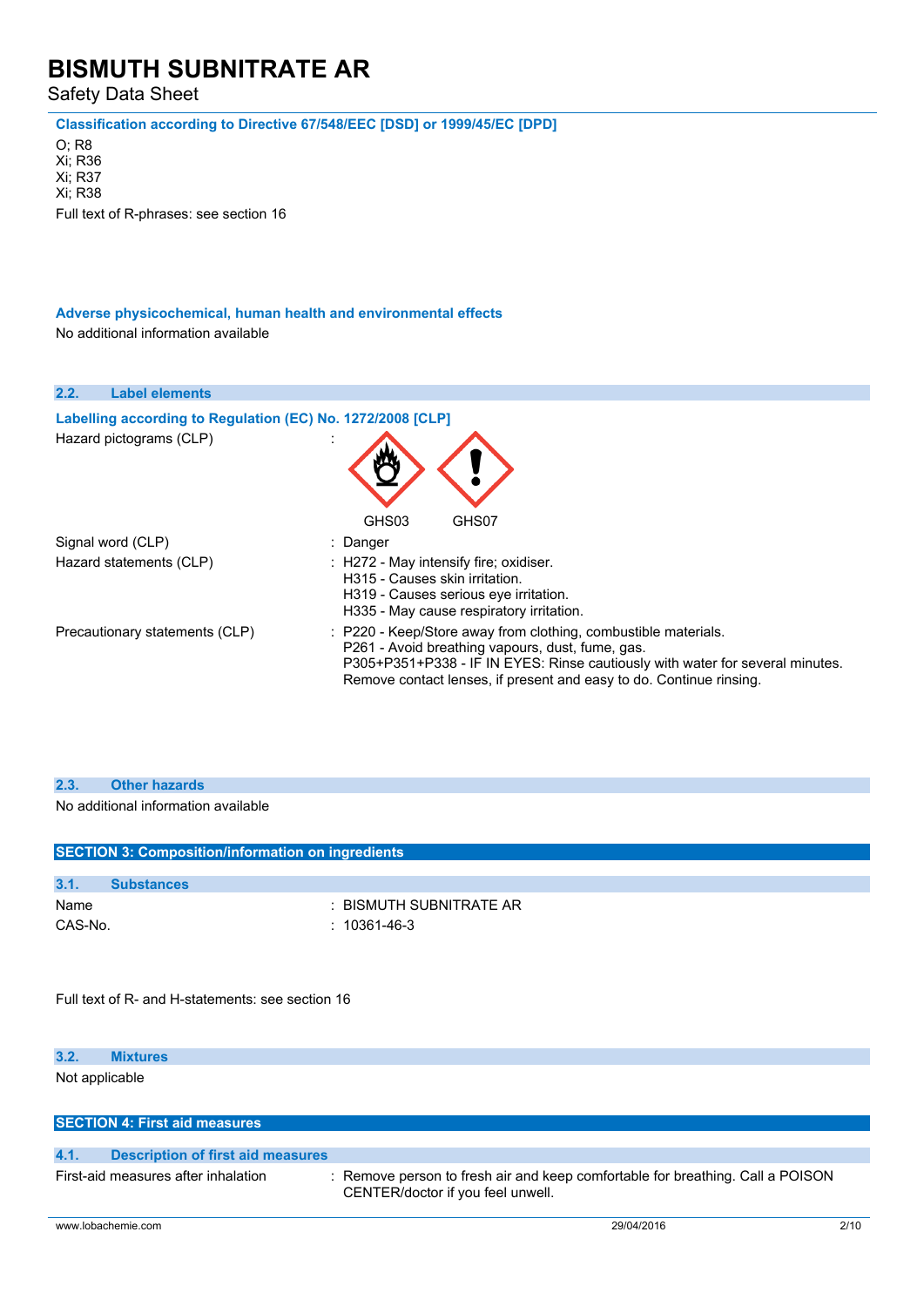**Classification according to Directive 67/548/EEC [DSD] or 1999/45/EC [DPD]**

O; R8
Xi; R36
Xi; R37
Xi; R38

Full text of R-phrases: see section 16

**Adverse physicochemical, human health and environmental effects**

No additional information available

### 2.2. Label elements

**Labelling according to Regulation (EC) No. 1272/2008 [CLP]**

Hazard pictograms (CLP) :

GHS03 GHS07

| | |
|---|---|
| Signal word (CLP) | : Danger |
| Hazard statements (CLP) | : H272 - May intensify fire; oxidiser.<br>H315 - Causes skin irritation.<br>H319 - Causes serious eye irritation.<br>H335 - May cause respiratory irritation. |
| Precautionary statements (CLP) | : P220 - Keep/Store away from clothing, combustible materials.<br>P261 - Avoid breathing vapours, dust, fume, gas.<br>P305+P351+P338 - IF IN EYES: Rinse cautiously with water for several minutes. Remove contact lenses, if present and easy to do. Continue rinsing. |

### 2.3. Other hazards

No additional information available

## SECTION 3: Composition/information on ingredients

### 3.1. Substances

| | |
|---|---|
| Name | : BISMUTH SUBNITRATE AR |
| CAS-No. | : 10361-46-3 |

Full text of R- and H-statements: see section 16

### 3.2. Mixtures

Not applicable

## SECTION 4: First aid measures

### 4.1. Description of first aid measures

| | |
|---|---|
| First-aid measures after inhalation | : Remove person to fresh air and keep comfortable for breathing. Call a POISON CENTER/doctor if you feel unwell. |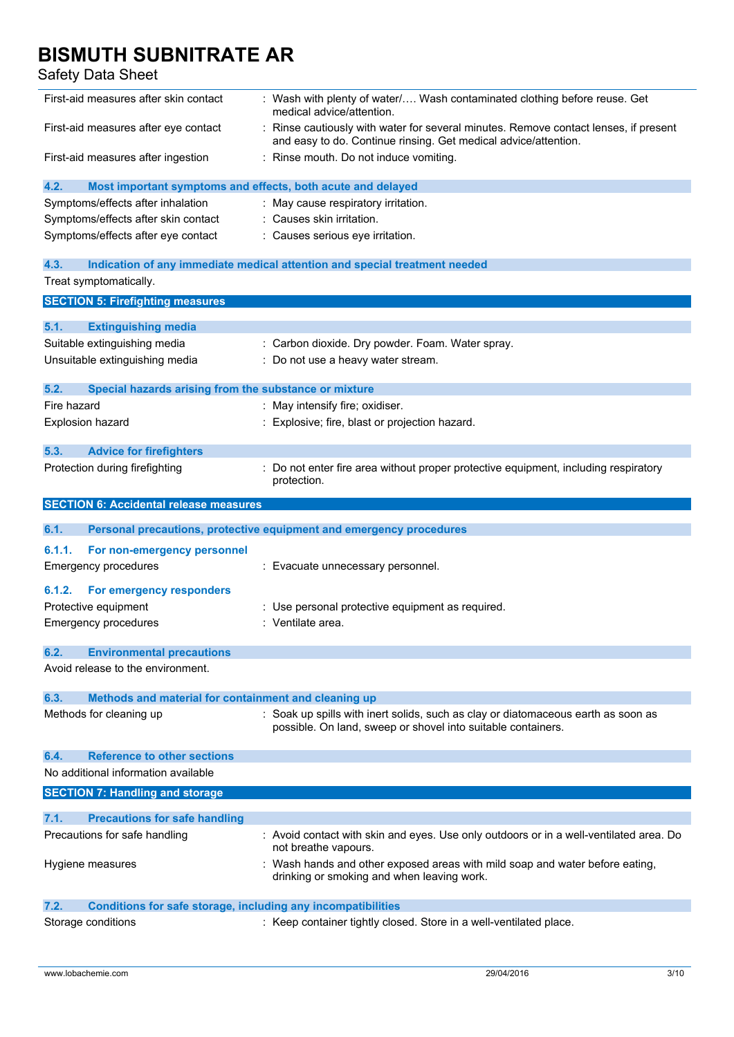| | |
|---|---|
| First-aid measures after skin contact | : Wash with plenty of water/…. Wash contaminated clothing before reuse. Get medical advice/attention. |
| First-aid measures after eye contact | : Rinse cautiously with water for several minutes. Remove contact lenses, if present and easy to do. Continue rinsing. Get medical advice/attention. |
| First-aid measures after ingestion | : Rinse mouth. Do not induce vomiting. |

### 4.2. Most important symptoms and effects, both acute and delayed

| | |
|---|---|
| Symptoms/effects after inhalation | : May cause respiratory irritation. |
| Symptoms/effects after skin contact | : Causes skin irritation. |
| Symptoms/effects after eye contact | : Causes serious eye irritation. |

### 4.3. Indication of any immediate medical attention and special treatment needed

Treat symptomatically.

## SECTION 5: Firefighting measures

### 5.1. Extinguishing media

| | |
|---|---|
| Suitable extinguishing media | : Carbon dioxide. Dry powder. Foam. Water spray. |
| Unsuitable extinguishing media | : Do not use a heavy water stream. |

### 5.2. Special hazards arising from the substance or mixture

| | |
|---|---|
| Fire hazard | : May intensify fire; oxidiser. |
| Explosion hazard | : Explosive; fire, blast or projection hazard. |

### 5.3. Advice for firefighters

| | |
|---|---|
| Protection during firefighting | : Do not enter fire area without proper protective equipment, including respiratory protection. |

## SECTION 6: Accidental release measures

### 6.1. Personal precautions, protective equipment and emergency procedures

#### 6.1.1. For non-emergency personnel

| | |
|---|---|
| Emergency procedures | : Evacuate unnecessary personnel. |

#### 6.1.2. For emergency responders

| | |
|---|---|
| Protective equipment | : Use personal protective equipment as required. |
| Emergency procedures | : Ventilate area. |

### 6.2. Environmental precautions

Avoid release to the environment.

### 6.3. Methods and material for containment and cleaning up

| | |
|---|---|
| Methods for cleaning up | : Soak up spills with inert solids, such as clay or diatomaceous earth as soon as possible. On land, sweep or shovel into suitable containers. |

### 6.4. Reference to other sections

No additional information available

## SECTION 7: Handling and storage

### 7.1. Precautions for safe handling

| | |
|---|---|
| Precautions for safe handling | : Avoid contact with skin and eyes. Use only outdoors or in a well-ventilated area. Do not breathe vapours. |
| Hygiene measures | : Wash hands and other exposed areas with mild soap and water before eating, drinking or smoking and when leaving work. |

### 7.2. Conditions for safe storage, including any incompatibilities

| | |
|---|---|
| Storage conditions | : Keep container tightly closed. Store in a well-ventilated place. |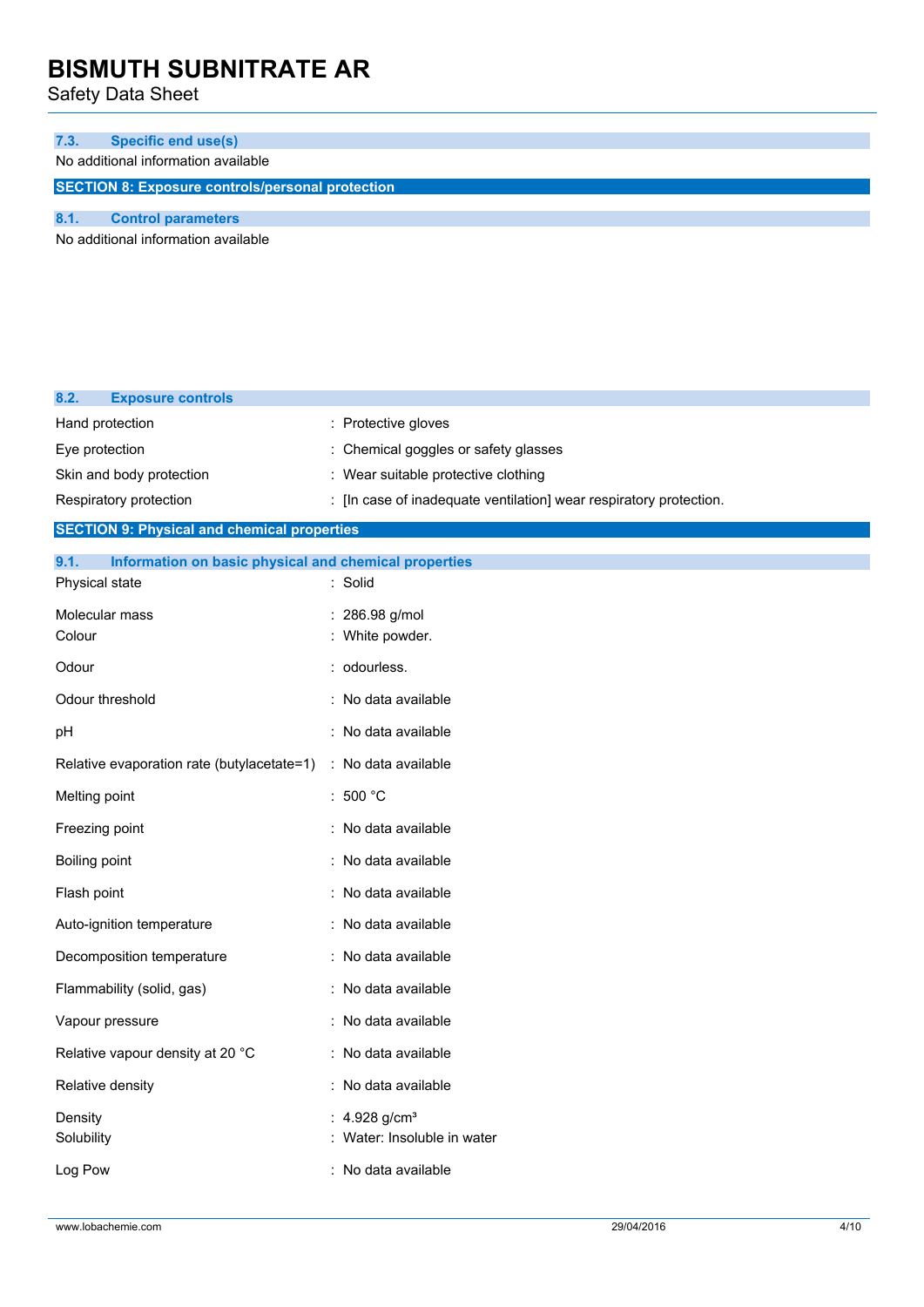### 7.3. Specific end use(s)

No additional information available

## SECTION 8: Exposure controls/personal protection

### 8.1. Control parameters

No additional information available

### 8.2. Exposure controls

| | |
|---|---|
| Hand protection | : Protective gloves |
| Eye protection | : Chemical goggles or safety glasses |
| Skin and body protection | : Wear suitable protective clothing |
| Respiratory protection | : [In case of inadequate ventilation] wear respiratory protection. |

## SECTION 9: Physical and chemical properties

### 9.1. Information on basic physical and chemical properties

| | |
|---|---|
| Physical state | : Solid |
| Molecular mass | : 286.98 g/mol |
| Colour | : White powder. |
| Odour | : odourless. |
| Odour threshold | : No data available |
| pH | : No data available |
| Relative evaporation rate (butylacetate=1) | : No data available |
| Melting point | : 500 °C |
| Freezing point | : No data available |
| Boiling point | : No data available |
| Flash point | : No data available |
| Auto-ignition temperature | : No data available |
| Decomposition temperature | : No data available |
| Flammability (solid, gas) | : No data available |
| Vapour pressure | : No data available |
| Relative vapour density at 20 °C | : No data available |
| Relative density | : No data available |
| Density | : 4.928 g/cm³ |
| Solubility | : Water: Insoluble in water |
| Log Pow | : No data available |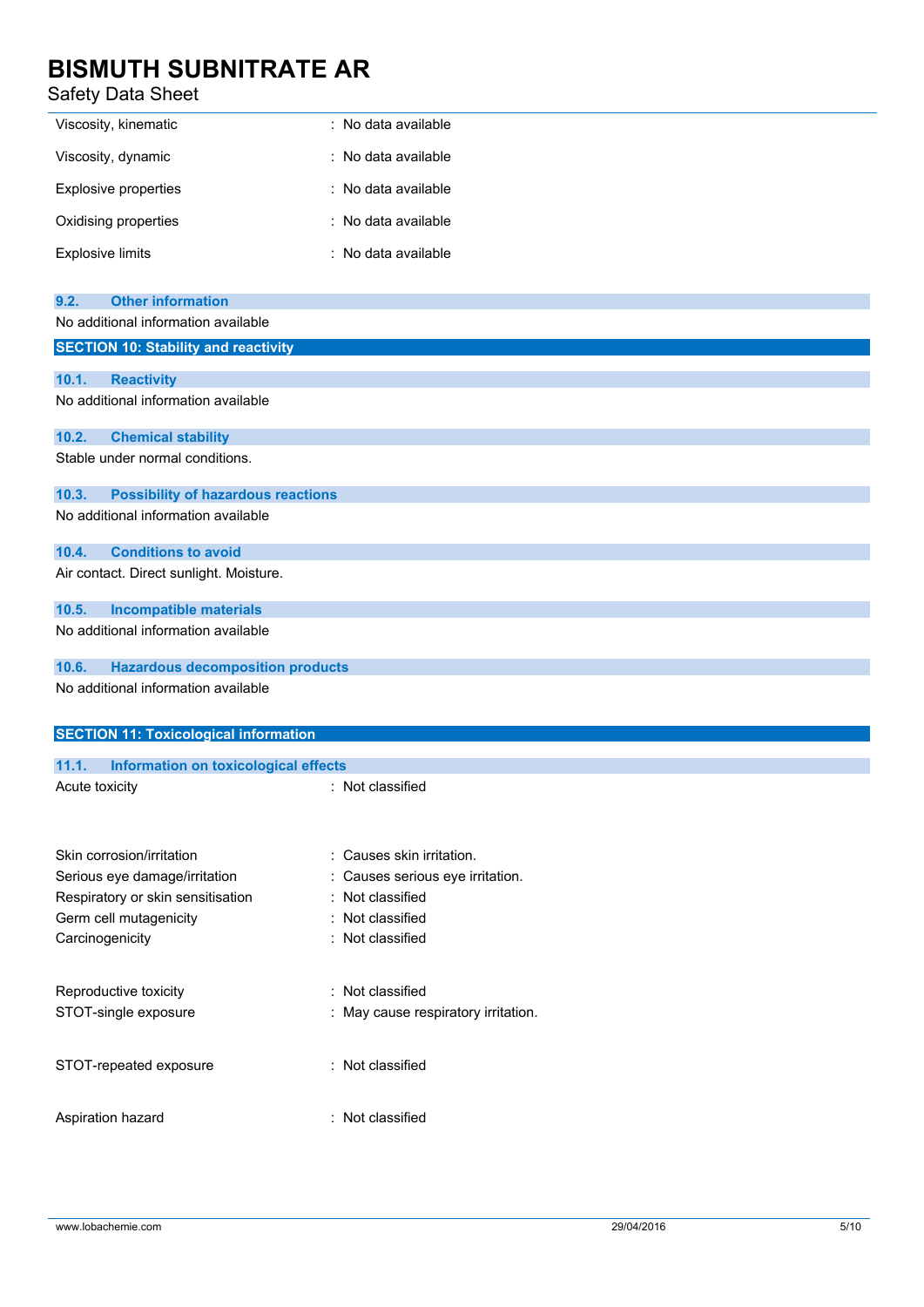| | |
|---|---|
| Viscosity, kinematic | : No data available |
| Viscosity, dynamic | : No data available |
| Explosive properties | : No data available |
| Oxidising properties | : No data available |
| Explosive limits | : No data available |

### 9.2. Other information

No additional information available

## SECTION 10: Stability and reactivity

### 10.1. Reactivity

No additional information available

### 10.2. Chemical stability

Stable under normal conditions.

### 10.3. Possibility of hazardous reactions

No additional information available

### 10.4. Conditions to avoid

Air contact. Direct sunlight. Moisture.

### 10.5. Incompatible materials

No additional information available

### 10.6. Hazardous decomposition products

No additional information available

## SECTION 11: Toxicological information

### 11.1. Information on toxicological effects

| | |
|---|---|
| Acute toxicity | : Not classified |
| Skin corrosion/irritation | : Causes skin irritation. |
| Serious eye damage/irritation | : Causes serious eye irritation. |
| Respiratory or skin sensitisation | : Not classified |
| Germ cell mutagenicity | : Not classified |
| Carcinogenicity | : Not classified |
| Reproductive toxicity | : Not classified |
| STOT-single exposure | : May cause respiratory irritation. |
| STOT-repeated exposure | : Not classified |
| Aspiration hazard | : Not classified |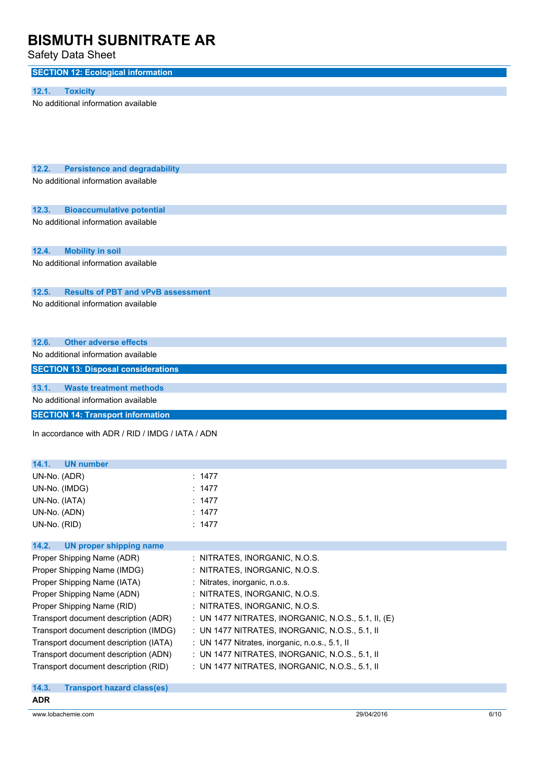## SECTION 12: Ecological information

### 12.1. Toxicity

No additional information available

### 12.2. Persistence and degradability

No additional information available

### 12.3. Bioaccumulative potential

No additional information available

### 12.4. Mobility in soil

No additional information available

### 12.5. Results of PBT and vPvB assessment

No additional information available

### 12.6. Other adverse effects

No additional information available

## SECTION 13: Disposal considerations

### 13.1. Waste treatment methods

No additional information available

## SECTION 14: Transport information

In accordance with ADR / RID / IMDG / IATA / ADN

### 14.1. UN number

| | |
|---|---|
| UN-No. (ADR) | : 1477 |
| UN-No. (IMDG) | : 1477 |
| UN-No. (IATA) | : 1477 |
| UN-No. (ADN) | : 1477 |
| UN-No. (RID) | : 1477 |

### 14.2. UN proper shipping name

| | |
|---|---|
| Proper Shipping Name (ADR) | : NITRATES, INORGANIC, N.O.S. |
| Proper Shipping Name (IMDG) | : NITRATES, INORGANIC, N.O.S. |
| Proper Shipping Name (IATA) | : Nitrates, inorganic, n.o.s. |
| Proper Shipping Name (ADN) | : NITRATES, INORGANIC, N.O.S. |
| Proper Shipping Name (RID) | : NITRATES, INORGANIC, N.O.S. |
| Transport document description (ADR) | : UN 1477 NITRATES, INORGANIC, N.O.S., 5.1, II, (E) |
| Transport document description (IMDG) | : UN 1477 NITRATES, INORGANIC, N.O.S., 5.1, II |
| Transport document description (IATA) | : UN 1477 Nitrates, inorganic, n.o.s., 5.1, II |
| Transport document description (ADN) | : UN 1477 NITRATES, INORGANIC, N.O.S., 5.1, II |
| Transport document description (RID) | : UN 1477 NITRATES, INORGANIC, N.O.S., 5.1, II |

### 14.3. Transport hazard class(es)

**ADR**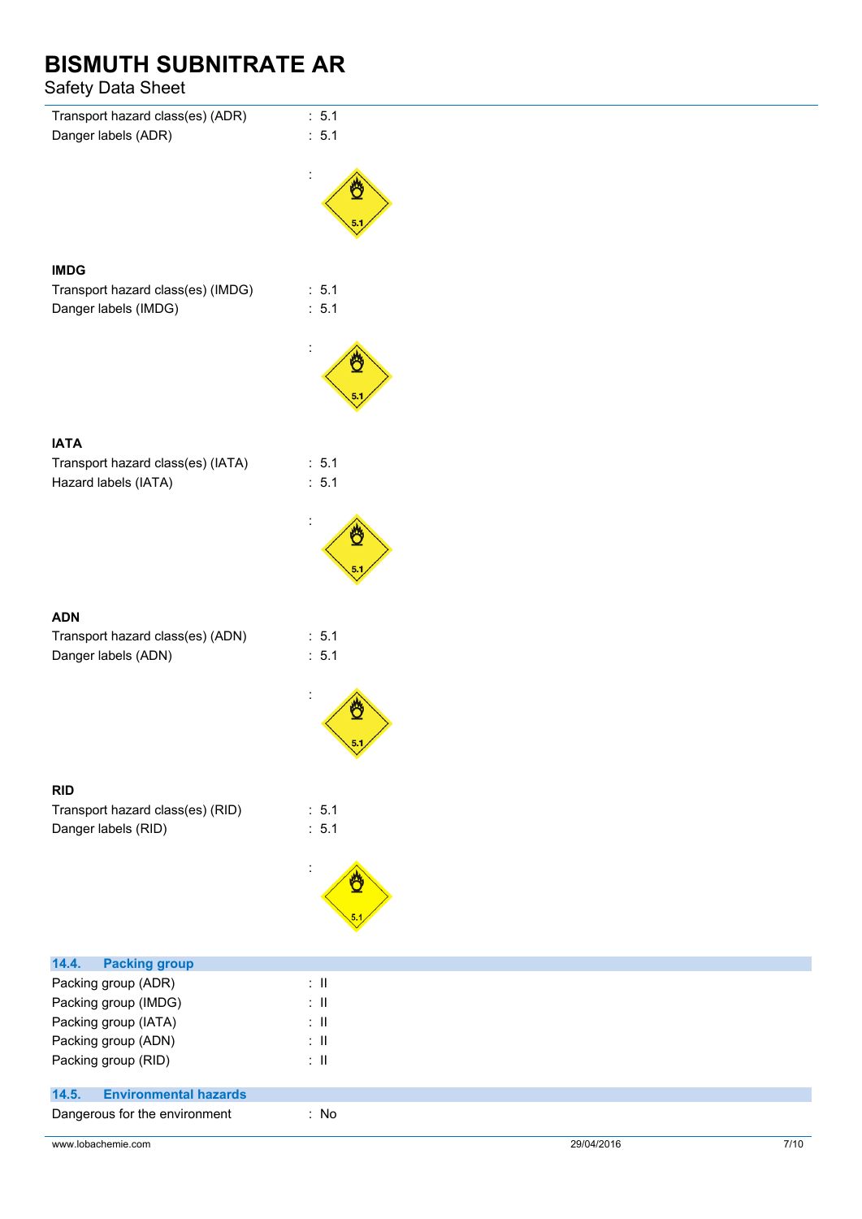Transport hazard class(es) (ADR) : 5.1

Danger labels (ADR) : 5.1

:

**IMDG**

Transport hazard class(es) (IMDG) : 5.1

Danger labels (IMDG) : 5.1

:

**IATA**

Transport hazard class(es) (IATA) : 5.1

Hazard labels (IATA) : 5.1

:

**ADN**

Transport hazard class(es) (ADN) : 5.1

Danger labels (ADN) : 5.1

:

**RID**

Transport hazard class(es) (RID) : 5.1

Danger labels (RID) : 5.1

:

### 14.4. Packing group

Packing group (ADR) : II

Packing group (IMDG) : II

Packing group (IATA) : II

Packing group (ADN) : II

Packing group (RID) : II

### 14.5. Environmental hazards

Dangerous for the environment : No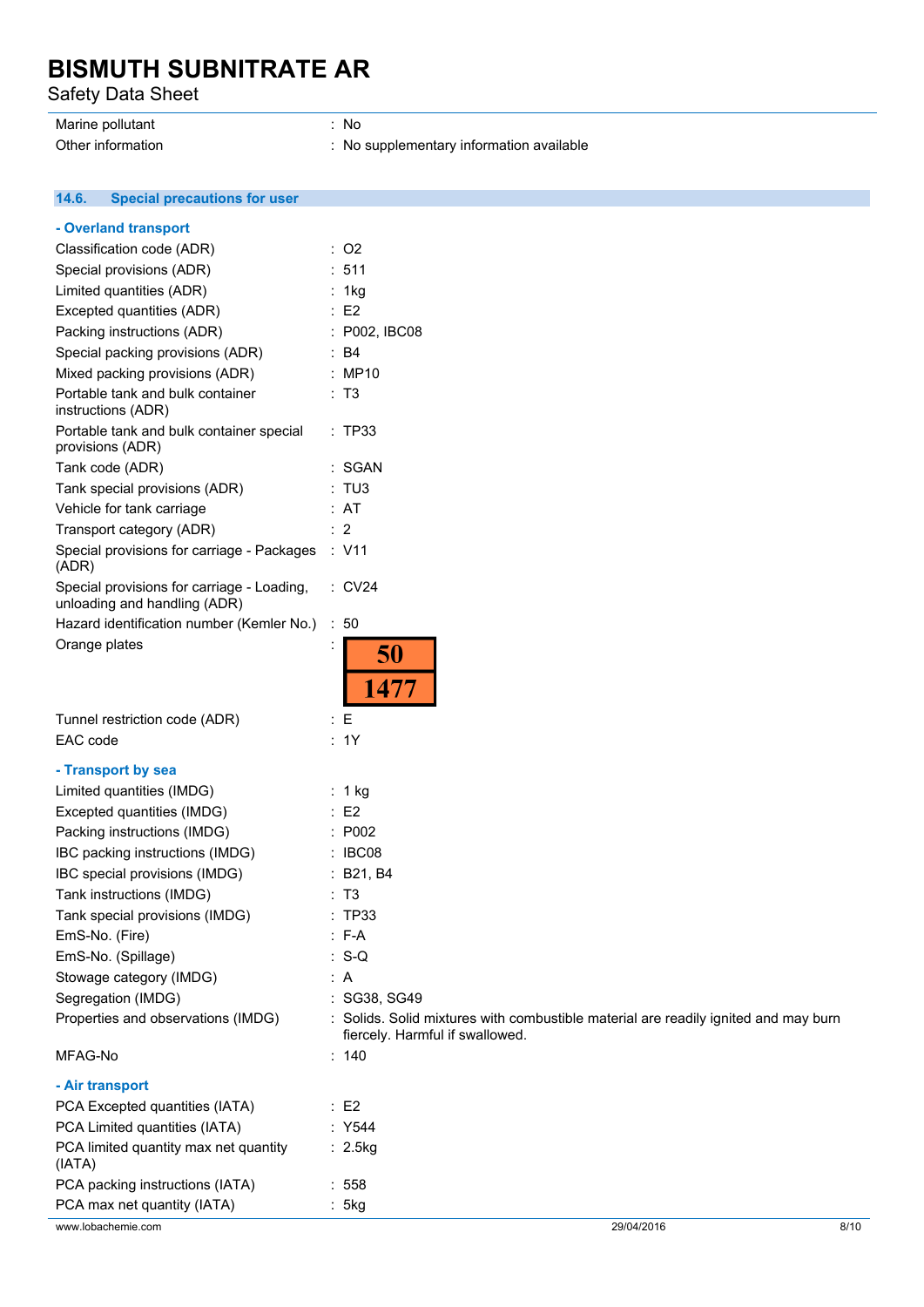| | |
|---|---|
| Marine pollutant | : No |
| Other information | : No supplementary information available |

### 14.6. Special precautions for user

**- Overland transport**

| | |
|---|---|
| Classification code (ADR) | : O2 |
| Special provisions (ADR) | : 511 |
| Limited quantities (ADR) | : 1kg |
| Excepted quantities (ADR) | : E2 |
| Packing instructions (ADR) | : P002, IBC08 |
| Special packing provisions (ADR) | : B4 |
| Mixed packing provisions (ADR) | : MP10 |
| Portable tank and bulk container instructions (ADR) | : T3 |
| Portable tank and bulk container special provisions (ADR) | : TP33 |
| Tank code (ADR) | : SGAN |
| Tank special provisions (ADR) | : TU3 |
| Vehicle for tank carriage | : AT |
| Transport category (ADR) | : 2 |
| Special provisions for carriage - Packages (ADR) | : V11 |
| Special provisions for carriage - Loading, unloading and handling (ADR) | : CV24 |
| Hazard identification number (Kemler No.) | : 50 |
| Orange plates | : 50 / 1477 |
| Tunnel restriction code (ADR) | : E |
| EAC code | : 1Y |

**- Transport by sea**

| | |
|---|---|
| Limited quantities (IMDG) | : 1 kg |
| Excepted quantities (IMDG) | : E2 |
| Packing instructions (IMDG) | : P002 |
| IBC packing instructions (IMDG) | : IBC08 |
| IBC special provisions (IMDG) | : B21, B4 |
| Tank instructions (IMDG) | : T3 |
| Tank special provisions (IMDG) | : TP33 |
| EmS-No. (Fire) | : F-A |
| EmS-No. (Spillage) | : S-Q |
| Stowage category (IMDG) | : A |
| Segregation (IMDG) | : SG38, SG49 |
| Properties and observations (IMDG) | : Solids. Solid mixtures with combustible material are readily ignited and may burn fiercely. Harmful if swallowed. |
| MFAG-No | : 140 |

**- Air transport**

| | |
|---|---|
| PCA Excepted quantities (IATA) | : E2 |
| PCA Limited quantities (IATA) | : Y544 |
| PCA limited quantity max net quantity (IATA) | : 2.5kg |
| PCA packing instructions (IATA) | : 558 |
| PCA max net quantity (IATA) | : 5kg |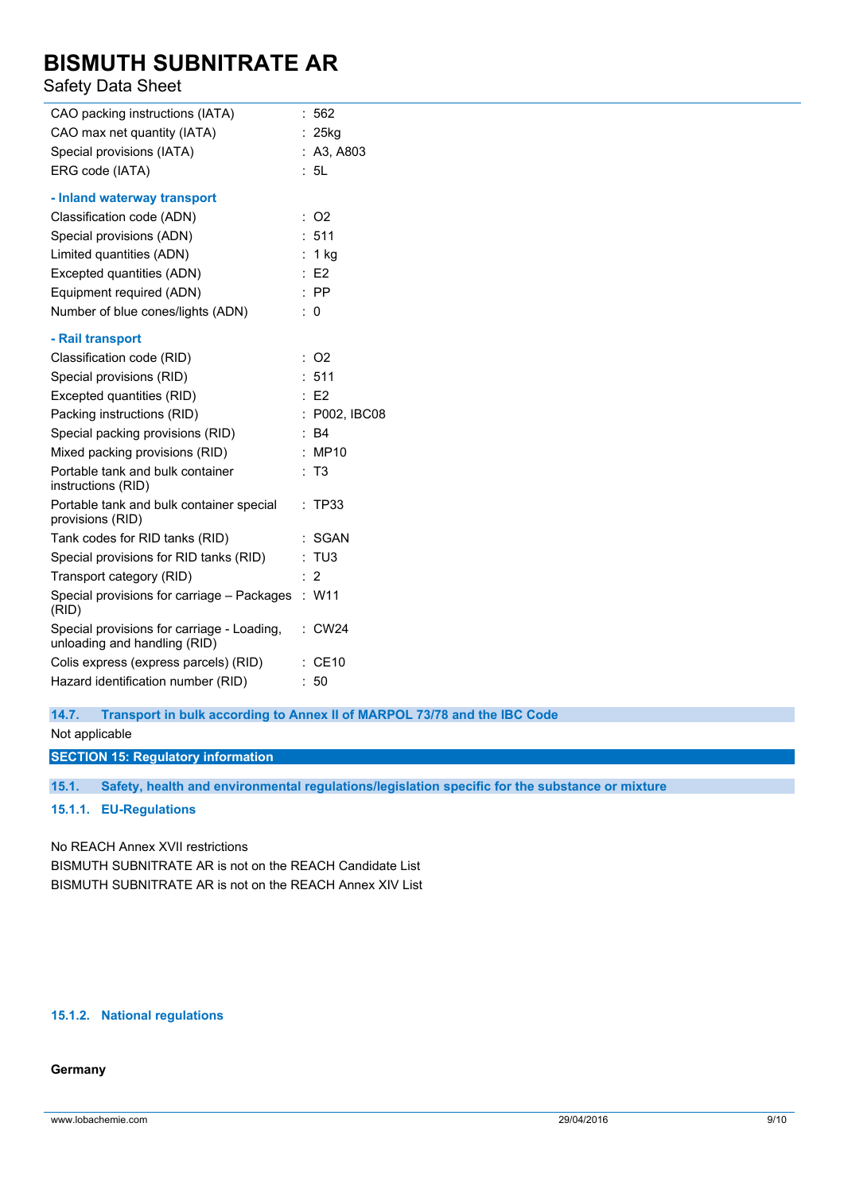| | |
|---|---|
| CAO packing instructions (IATA) | : 562 |
| CAO max net quantity (IATA) | : 25kg |
| Special provisions (IATA) | : A3, A803 |
| ERG code (IATA) | : 5L |

**- Inland waterway transport**

| | |
|---|---|
| Classification code (ADN) | : O2 |
| Special provisions (ADN) | : 511 |
| Limited quantities (ADN) | : 1 kg |
| Excepted quantities (ADN) | : E2 |
| Equipment required (ADN) | : PP |
| Number of blue cones/lights (ADN) | : 0 |

**- Rail transport**

| | |
|---|---|
| Classification code (RID) | : O2 |
| Special provisions (RID) | : 511 |
| Excepted quantities (RID) | : E2 |
| Packing instructions (RID) | : P002, IBC08 |
| Special packing provisions (RID) | : B4 |
| Mixed packing provisions (RID) | : MP10 |
| Portable tank and bulk container instructions (RID) | : T3 |
| Portable tank and bulk container special provisions (RID) | : TP33 |
| Tank codes for RID tanks (RID) | : SGAN |
| Special provisions for RID tanks (RID) | : TU3 |
| Transport category (RID) | : 2 |
| Special provisions for carriage – Packages (RID) | : W11 |
| Special provisions for carriage - Loading, unloading and handling (RID) | : CW24 |
| Colis express (express parcels) (RID) | : CE10 |
| Hazard identification number (RID) | : 50 |

### 14.7. Transport in bulk according to Annex II of MARPOL 73/78 and the IBC Code

Not applicable

## SECTION 15: Regulatory information

### 15.1. Safety, health and environmental regulations/legislation specific for the substance or mixture

#### 15.1.1. EU-Regulations

No REACH Annex XVII restrictions
BISMUTH SUBNITRATE AR is not on the REACH Candidate List
BISMUTH SUBNITRATE AR is not on the REACH Annex XIV List

#### 15.1.2. National regulations

**Germany**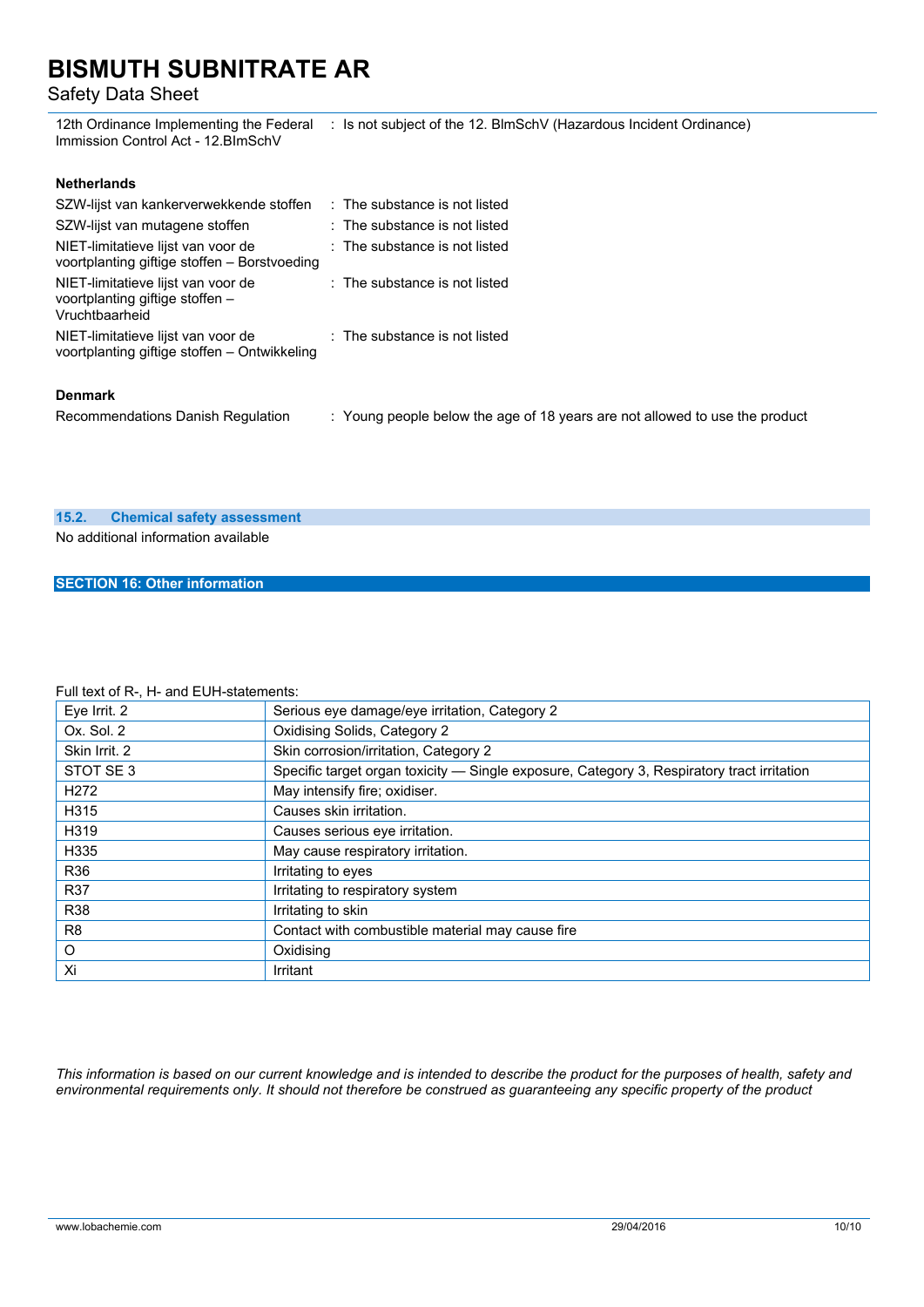| | |
|---|---|
| 12th Ordinance Implementing the Federal Immission Control Act - 12.BImSchV | : Is not subject of the 12. BlmSchV (Hazardous Incident Ordinance) |

**Netherlands**

| | |
|---|---|
| SZW-lijst van kankerverwekkende stoffen | : The substance is not listed |
| SZW-lijst van mutagene stoffen | : The substance is not listed |
| NIET-limitatieve lijst van voor de voortplanting giftige stoffen – Borstvoeding | : The substance is not listed |
| NIET-limitatieve lijst van voor de voortplanting giftige stoffen – Vruchtbaarheid | : The substance is not listed |
| NIET-limitatieve lijst van voor de voortplanting giftige stoffen – Ontwikkeling | : The substance is not listed |

**Denmark**

| | |
|---|---|
| Recommendations Danish Regulation | : Young people below the age of 18 years are not allowed to use the product |

### 15.2. Chemical safety assessment

No additional information available

## SECTION 16: Other information

Full text of R-, H- and EUH-statements:

| | |
|---|---|
| Eye Irrit. 2 | Serious eye damage/eye irritation, Category 2 |
| Ox. Sol. 2 | Oxidising Solids, Category 2 |
| Skin Irrit. 2 | Skin corrosion/irritation, Category 2 |
| STOT SE 3 | Specific target organ toxicity — Single exposure, Category 3, Respiratory tract irritation |
| H272 | May intensify fire; oxidiser. |
| H315 | Causes skin irritation. |
| H319 | Causes serious eye irritation. |
| H335 | May cause respiratory irritation. |
| R36 | Irritating to eyes |
| R37 | Irritating to respiratory system |
| R38 | Irritating to skin |
| R8 | Contact with combustible material may cause fire |
| O | Oxidising |
| Xi | Irritant |

*This information is based on our current knowledge and is intended to describe the product for the purposes of health, safety and environmental requirements only. It should not therefore be construed as guaranteeing any specific property of the product*